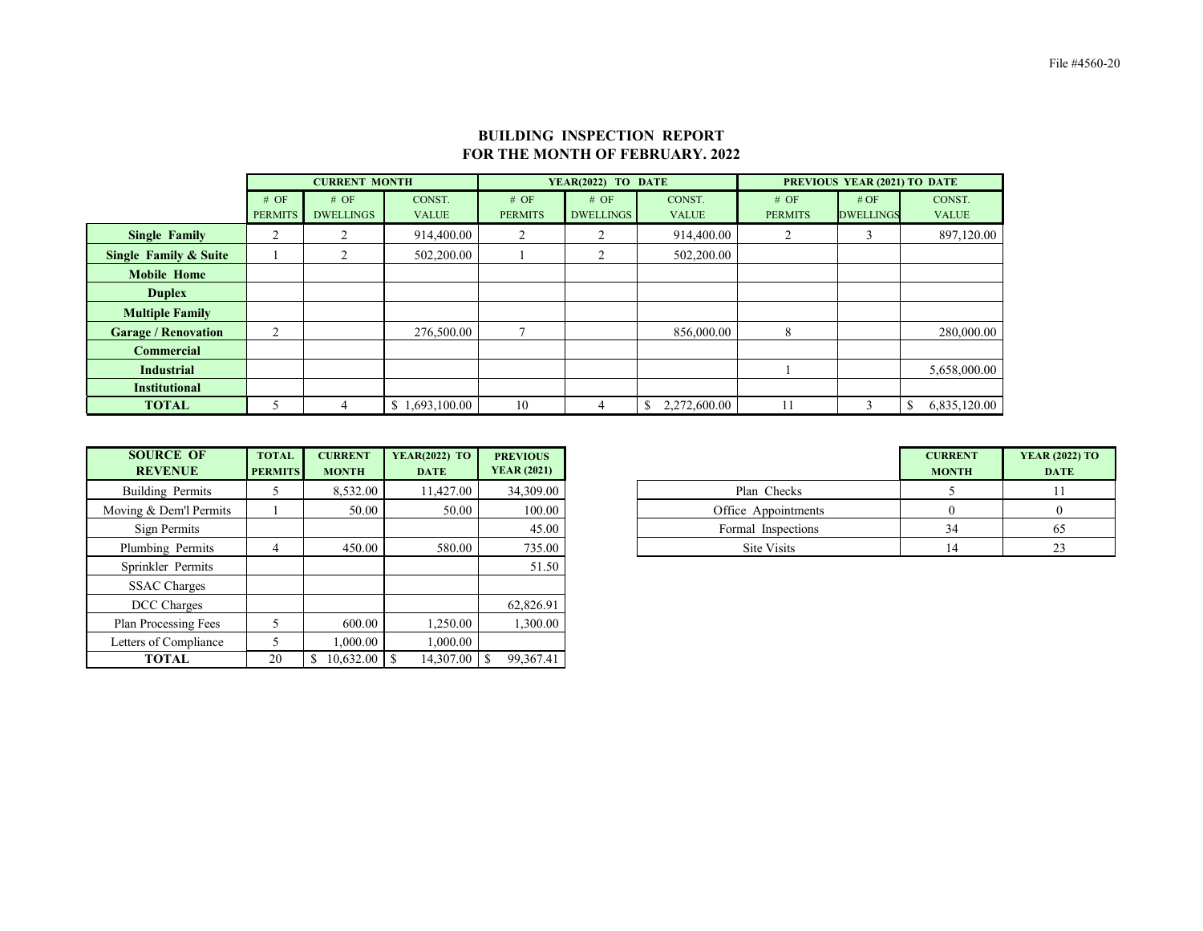File #4560-20

# BUILDING INSPECTION REPORT
# FOR THE MONTH OF FEBRUARY. 2022

| | CURRENT MONTH | | | YEAR(2022) TO DATE | | | PREVIOUS YEAR (2021) TO DATE | | |
|---|---|---|---|---|---|---|---|---|---|
| | # OF PERMITS | # OF DWELLINGS | CONST. VALUE | # OF PERMITS | # OF DWELLINGS | CONST. VALUE | # OF PERMITS | # OF DWELLINGS | CONST. VALUE |
| **Single Family** | 2 | 2 | 914,400.00 | 2 | 2 | 914,400.00 | 2 | 3 | 897,120.00 |
| **Single Family & Suite** | 1 | 2 | 502,200.00 | 1 | 2 | 502,200.00 | | | |
| **Mobile Home** | | | | | | | | | |
| **Duplex** | | | | | | | | | |
| **Multiple Family** | | | | | | | | | |
| **Garage / Renovation** | 2 | | 276,500.00 | 7 | | 856,000.00 | 8 | | 280,000.00 |
| **Commercial** | | | | | | | | | |
| **Industrial** | | | | | | | 1 | | 5,658,000.00 |
| **Institutional** | | | | | | | | | |
| **TOTAL** | 5 | 4 | $ 1,693,100.00 | 10 | 4 | $ 2,272,600.00 | 11 | 3 | $ 6,835,120.00 |

| SOURCE OF REVENUE | TOTAL PERMITS | CURRENT MONTH | YEAR(2022) TO DATE | PREVIOUS YEAR (2021) |
|---|---|---|---|---|
| Building Permits | 5 | 8,532.00 | 11,427.00 | 34,309.00 |
| Moving & Dem'l Permits | 1 | 50.00 | 50.00 | 100.00 |
| Sign Permits | | | | 45.00 |
| Plumbing Permits | 4 | 450.00 | 580.00 | 735.00 |
| Sprinkler Permits | | | | 51.50 |
| SSAC Charges | | | | |
| DCC Charges | | | | 62,826.91 |
| Plan Processing Fees | 5 | 600.00 | 1,250.00 | 1,300.00 |
| Letters of Compliance | 5 | 1,000.00 | 1,000.00 | |
| **TOTAL** | 20 | $ 10,632.00 | $ 14,307.00 | $ 99,367.41 |

| | CURRENT MONTH | YEAR (2022) TO DATE |
|---|---|---|
| Plan Checks | 5 | 11 |
| Office Appointments | 0 | 0 |
| Formal Inspections | 34 | 65 |
| Site Visits | 14 | 23 |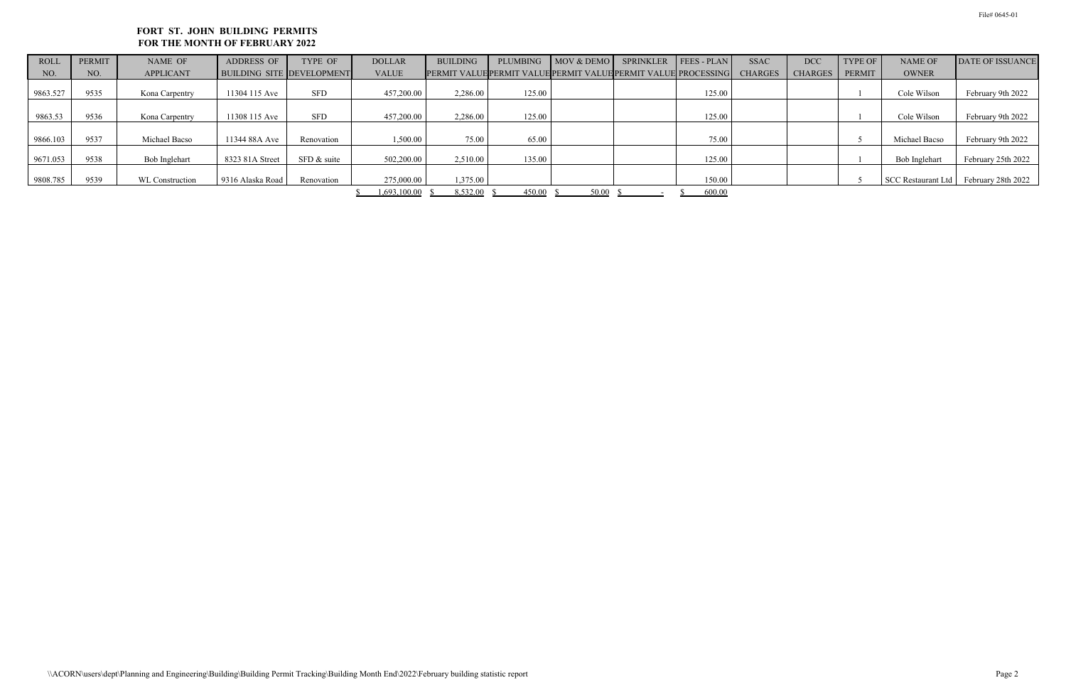**FORT ST. JOHN BUILDING PERMITS**
**FOR THE MONTH OF FEBRUARY 2022**

| ROLL NO. | PERMIT NO. | NAME OF APPLICANT | ADDRESS OF BUILDING SITE | TYPE OF DEVELOPMENT | DOLLAR VALUE | BUILDING PERMIT VALUE | PLUMBING PERMIT VALUE | MOV & DEMO PERMIT VALUE | SPRINKLER PERMIT VALUE | FEES - PLAN PROCESSING | SSAC CHARGES | DCC CHARGES | TYPE OF PERMIT | NAME OF OWNER | DATE OF ISSUANCE |
|---|---|---|---|---|---|---|---|---|---|---|---|---|---|---|---|
| 9863.527 | 9535 | Kona Carpentry | 11304 115 Ave | SFD | 457,200.00 | 2,286.00 | 125.00 | | | 125.00 | | | 1 | Cole Wilson | February 9th 2022 |
| 9863.53 | 9536 | Kona Carpentry | 11308 115 Ave | SFD | 457,200.00 | 2,286.00 | 125.00 | | | 125.00 | | | 1 | Cole Wilson | February 9th 2022 |
| 9866.103 | 9537 | Michael Bacso | 11344 88A Ave | Renovation | 1,500.00 | 75.00 | 65.00 | | | 75.00 | | | 5 | Michael Bacso | February 9th 2022 |
| 9671.053 | 9538 | Bob Inglehart | 8323 81A Street | SFD & suite | 502,200.00 | 2,510.00 | 135.00 | | | 125.00 | | | 1 | Bob Inglehart | February 25th 2022 |
| 9808.785 | 9539 | WL Construction | 9316 Alaska Road | Renovation | 275,000.00 | 1,375.00 | | | | 150.00 | | | 5 | SCC Restaurant Ltd | February 28th 2022 |
| | | | | | $ 1,693,100.00 | $ 8,532.00 | $ 450.00 | $ 50.00 | $ - | $ 600.00 | | | | | |